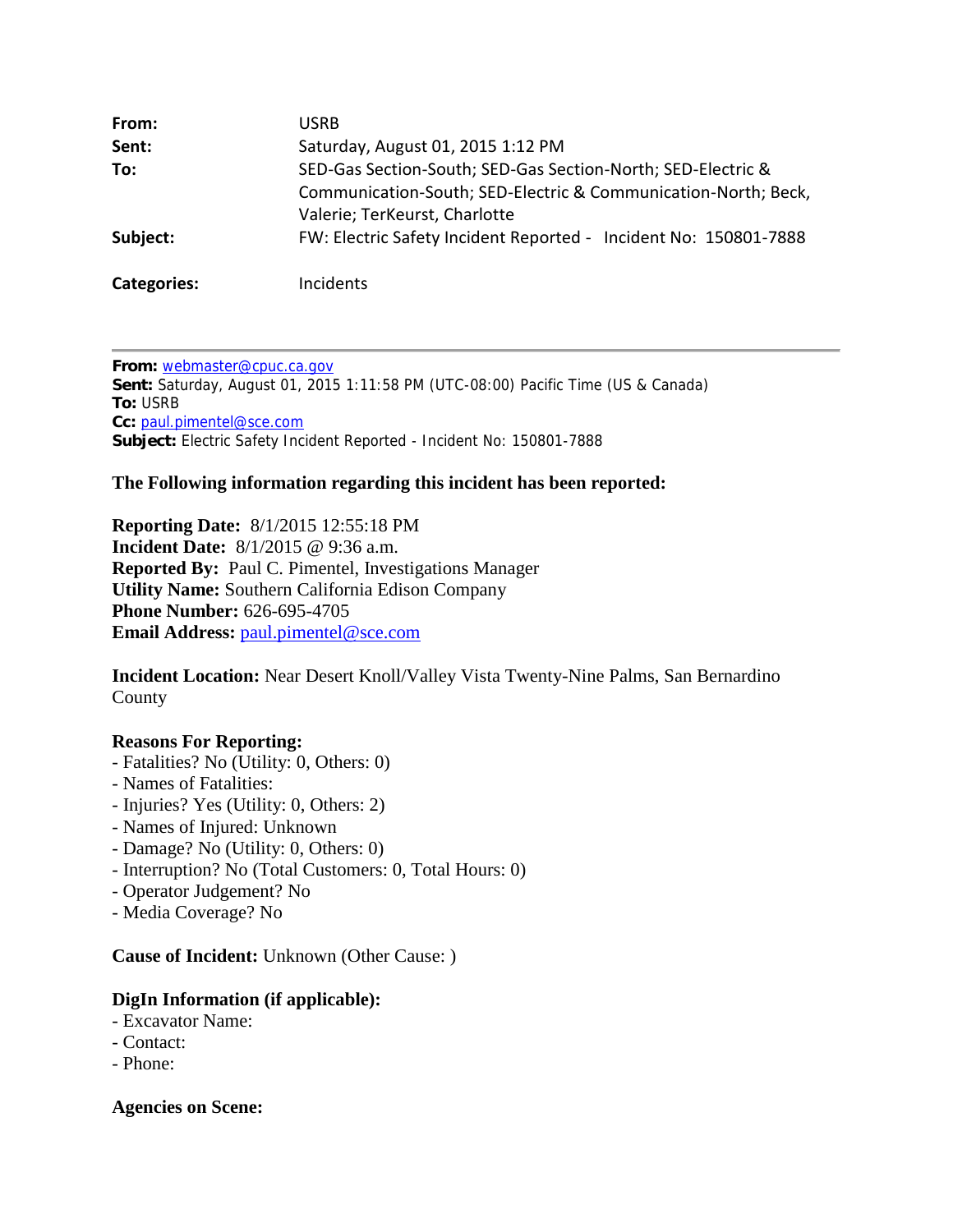| | |
|---|---|
| **From:** | USRB |
| **Sent:** | Saturday, August 01, 2015 1:12 PM |
| **To:** | SED-Gas Section-South; SED-Gas Section-North; SED-Electric & Communication-South; SED-Electric & Communication-North; Beck, Valerie; TerKeurst, Charlotte |
| **Subject:** | FW: Electric Safety Incident Reported - Incident No: 150801-7888 |
| **Categories:** | Incidents |

---

**From:** webmaster@cpuc.ca.gov
**Sent:** Saturday, August 01, 2015 1:11:58 PM (UTC-08:00) Pacific Time (US & Canada)
**To:** USRB
**Cc:** paul.pimentel@sce.com
**Subject:** Electric Safety Incident Reported - Incident No: 150801-7888

**The Following information regarding this incident has been reported:**

**Reporting Date:** 8/1/2015 12:55:18 PM
**Incident Date:** 8/1/2015 @ 9:36 a.m.
**Reported By:** Paul C. Pimentel, Investigations Manager
**Utility Name:** Southern California Edison Company
**Phone Number:** 626-695-4705
**Email Address:** paul.pimentel@sce.com

**Incident Location:** Near Desert Knoll/Valley Vista Twenty-Nine Palms, San Bernardino County

**Reasons For Reporting:**
- Fatalities? No (Utility: 0, Others: 0)
- Names of Fatalities:
- Injuries? Yes (Utility: 0, Others: 2)
- Names of Injured: Unknown
- Damage? No (Utility: 0, Others: 0)
- Interruption? No (Total Customers: 0, Total Hours: 0)
- Operator Judgement? No
- Media Coverage? No

**Cause of Incident:** Unknown (Other Cause: )

**DigIn Information (if applicable):**
- Excavator Name:
- Contact:
- Phone:

**Agencies on Scene:**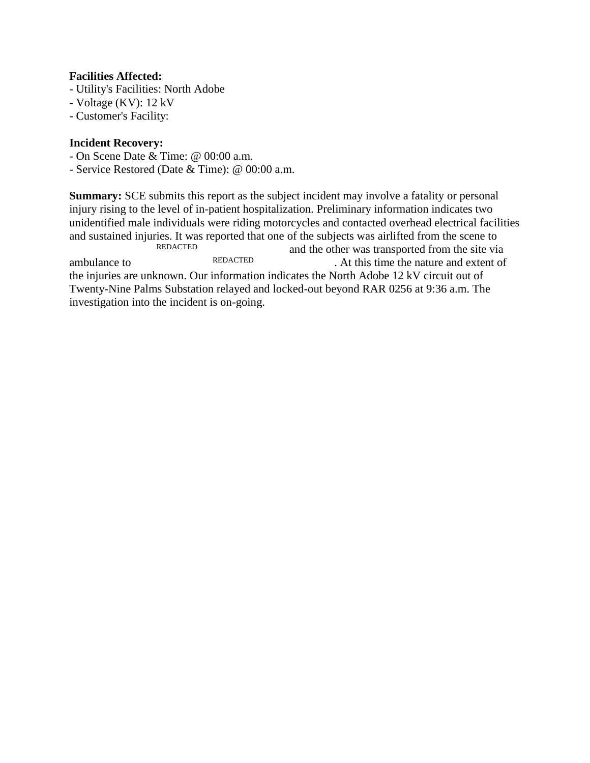**Facilities Affected:**
- Utility's Facilities: North Adobe
- Voltage (KV): 12 kV
- Customer's Facility:

**Incident Recovery:**
- On Scene Date & Time: @ 00:00 a.m.
- Service Restored (Date & Time): @ 00:00 a.m.

**Summary:** SCE submits this report as the subject incident may involve a fatality or personal injury rising to the level of in-patient hospitalization. Preliminary information indicates two unidentified male individuals were riding motorcycles and contacted overhead electrical facilities and sustained injuries. It was reported that one of the subjects was airlifted from the scene to REDACTED and the other was transported from the site via ambulance to REDACTED. At this time the nature and extent of the injuries are unknown. Our information indicates the North Adobe 12 kV circuit out of Twenty-Nine Palms Substation relayed and locked-out beyond RAR 0256 at 9:36 a.m. The investigation into the incident is on-going.